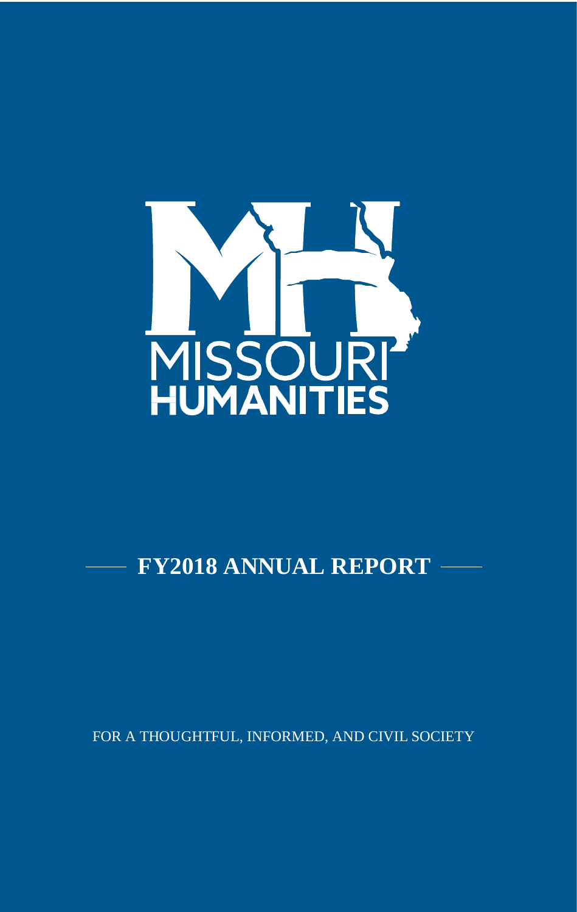MISSOURI HUMANITIES

# FY2018 ANNUAL REPORT

FOR A THOUGHTFUL, INFORMED, AND CIVIL SOCIETY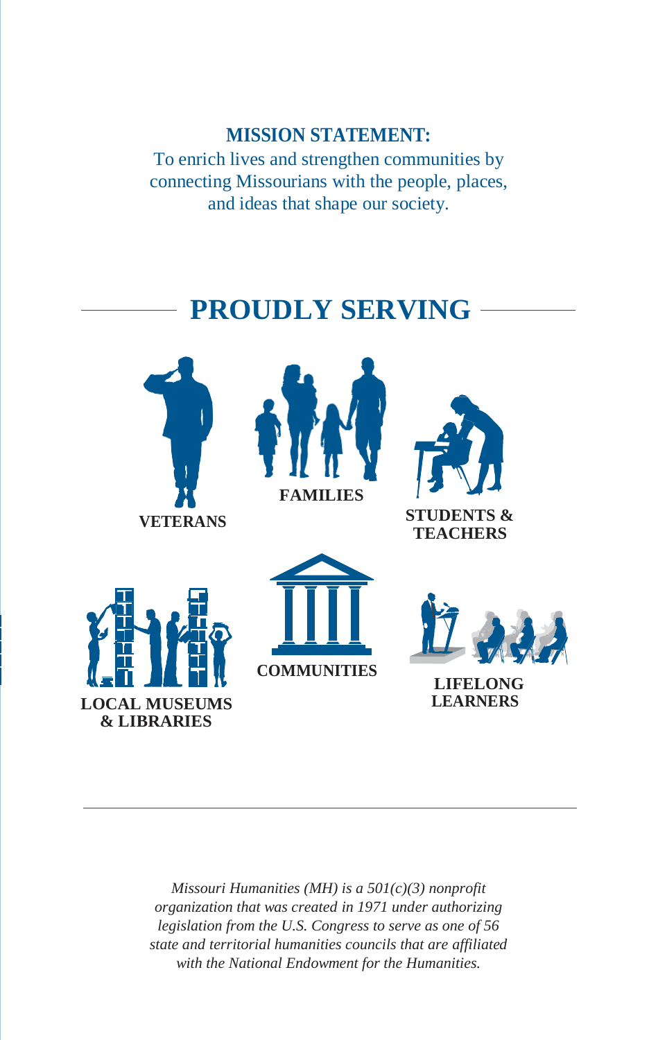**MISSION STATEMENT:**

To enrich lives and strengthen communities by connecting Missourians with the people, places, and ideas that shape our society.

## PROUDLY SERVING

VETERANS

FAMILIES

STUDENTS & TEACHERS

LOCAL MUSEUMS & LIBRARIES

COMMUNITIES

LIFELONG LEARNERS

---

*Missouri Humanities (MH) is a 501(c)(3) nonprofit organization that was created in 1971 under authorizing legislation from the U.S. Congress to serve as one of 56 state and territorial humanities councils that are affiliated with the National Endowment for the Humanities.*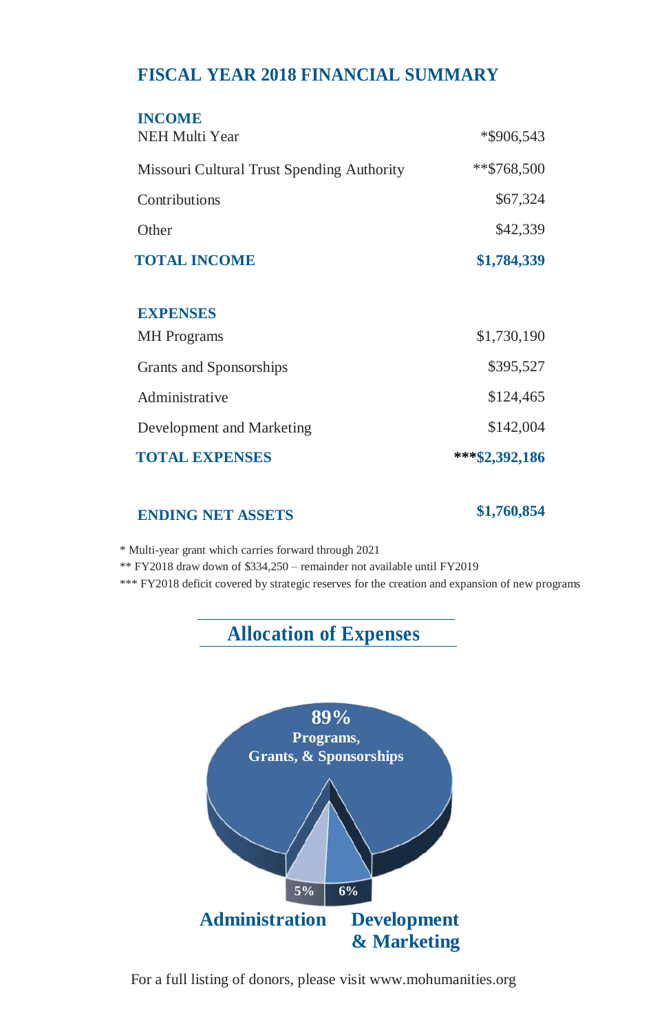## FISCAL YEAR 2018 FINANCIAL SUMMARY

| **INCOME** | |
|---|---|
| NEH Multi Year | *$906,543 |
| Missouri Cultural Trust Spending Authority | **$768,500 |
| Contributions | $67,324 |
| Other | $42,339 |
| **TOTAL INCOME** | **$1,784,339** |

| **EXPENSES** | |
|---|---|
| MH Programs | $1,730,190 |
| Grants and Sponsorships | $395,527 |
| Administrative | $124,465 |
| Development and Marketing | $142,004 |
| **TOTAL EXPENSES** | *****$2,392,186** |

| **ENDING NET ASSETS** | **$1,760,854** |
|---|---|

\* Multi-year grant which carries forward through 2021

** FY2018 draw down of $334,250 – remainder not available until FY2019

*** FY2018 deficit covered by strategic reserves for the creation and expansion of new programs

## Allocation of Expenses

**89%** Programs, Grants, & Sponsorships

**5%** Administration

**6%** Development & Marketing

For a full listing of donors, please visit www.mohumanities.org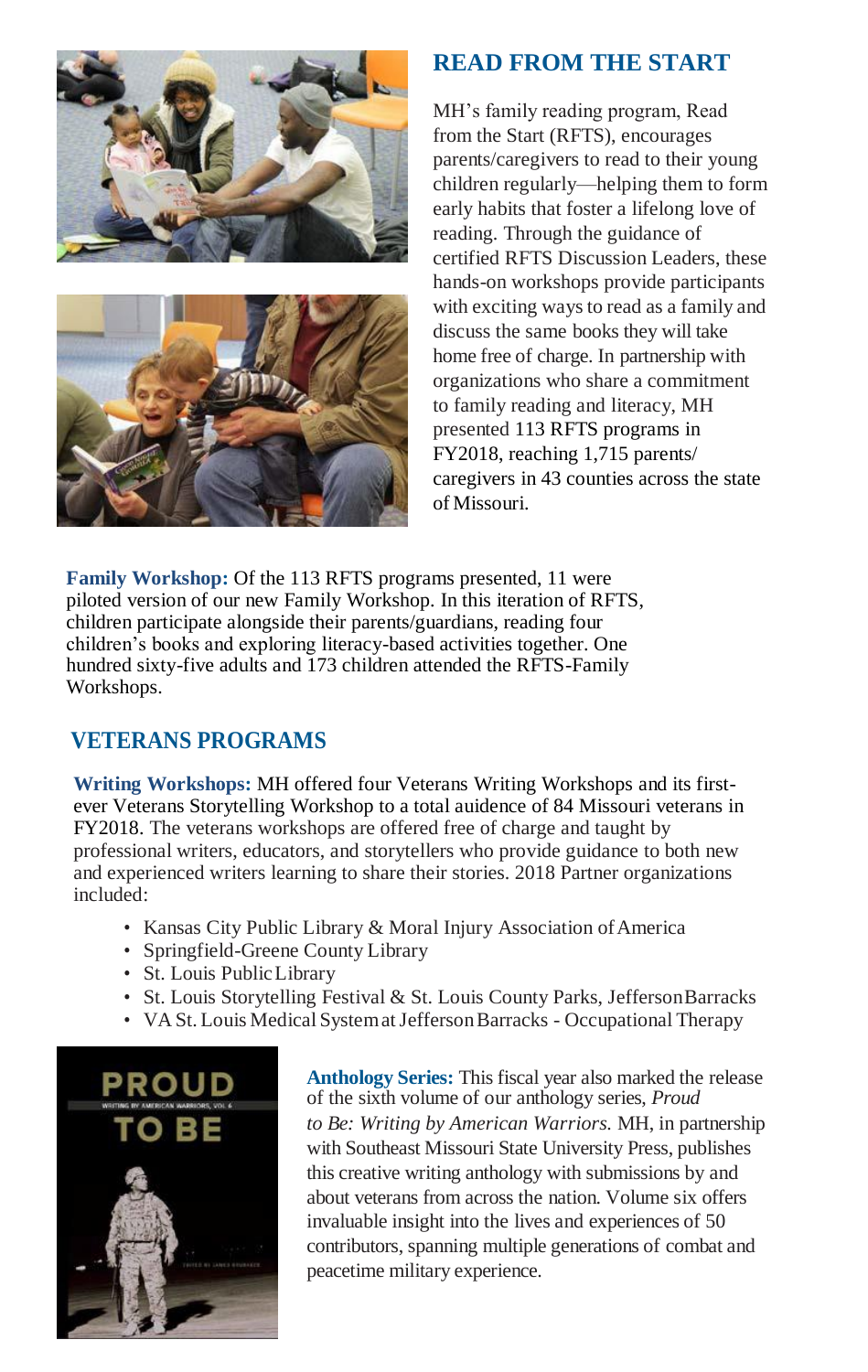## READ FROM THE START

MH's family reading program, Read from the Start (RFTS), encourages parents/caregivers to read to their young children regularly—helping them to form early habits that foster a lifelong love of reading. Through the guidance of certified RFTS Discussion Leaders, these hands-on workshops provide participants with exciting ways to read as a family and discuss the same books they will take home free of charge. In partnership with organizations who share a commitment to family reading and literacy, MH presented 113 RFTS programs in FY2018, reaching 1,715 parents/ caregivers in 43 counties across the state of Missouri.

**Family Workshop:** Of the 113 RFTS programs presented, 11 were piloted version of our new Family Workshop. In this iteration of RFTS, children participate alongside their parents/guardians, reading four children's books and exploring literacy-based activities together. One hundred sixty-five adults and 173 children attended the RFTS-Family Workshops.

## VETERANS PROGRAMS

**Writing Workshops:** MH offered four Veterans Writing Workshops and its first-ever Veterans Storytelling Workshop to a total auidence of 84 Missouri veterans in FY2018. The veterans workshops are offered free of charge and taught by professional writers, educators, and storytellers who provide guidance to both new and experienced writers learning to share their stories. 2018 Partner organizations included:

- Kansas City Public Library & Moral Injury Association of America
- Springfield-Greene County Library
- St. Louis Public Library
- St. Louis Storytelling Festival & St. Louis County Parks, Jefferson Barracks
- VA St. Louis Medical System at Jefferson Barracks - Occupational Therapy

**Anthology Series:** This fiscal year also marked the release of the sixth volume of our anthology series, *Proud to Be: Writing by American Warriors.* MH, in partnership with Southeast Missouri State University Press, publishes this creative writing anthology with submissions by and about veterans from across the nation. Volume six offers invaluable insight into the lives and experiences of 50 contributors, spanning multiple generations of combat and peacetime military experience.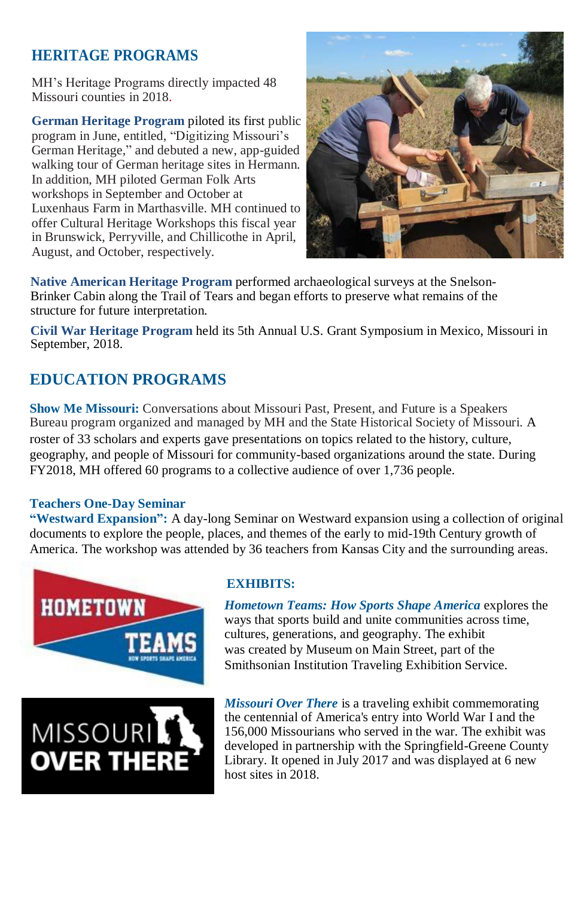## HERITAGE PROGRAMS

MH's Heritage Programs directly impacted 48 Missouri counties in 2018.

**German Heritage Program** piloted its first public program in June, entitled, "Digitizing Missouri's German Heritage," and debuted a new, app-guided walking tour of German heritage sites in Hermann. In addition, MH piloted German Folk Arts workshops in September and October at Luxenhaus Farm in Marthasville. MH continued to offer Cultural Heritage Workshops this fiscal year in Brunswick, Perryville, and Chillicothe in April, August, and October, respectively.

**Native American Heritage Program** performed archaeological surveys at the Snelson-Brinker Cabin along the Trail of Tears and began efforts to preserve what remains of the structure for future interpretation.

**Civil War Heritage Program** held its 5th Annual U.S. Grant Symposium in Mexico, Missouri in September, 2018.

## EDUCATION PROGRAMS

**Show Me Missouri:** Conversations about Missouri Past, Present, and Future is a Speakers Bureau program organized and managed by MH and the State Historical Society of Missouri. A roster of 33 scholars and experts gave presentations on topics related to the history, culture, geography, and people of Missouri for community-based organizations around the state. During FY2018, MH offered 60 programs to a collective audience of over 1,736 people.

**Teachers One-Day Seminar**
**"Westward Expansion":** A day-long Seminar on Westward expansion using a collection of original documents to explore the people, places, and themes of the early to mid-19th Century growth of America. The workshop was attended by 36 teachers from Kansas City and the surrounding areas.

### EXHIBITS:

***Hometown Teams: How Sports Shape America*** explores the ways that sports build and unite communities across time, cultures, generations, and geography. The exhibit was created by Museum on Main Street, part of the Smithsonian Institution Traveling Exhibition Service.

***Missouri Over There*** is a traveling exhibit commemorating the centennial of America's entry into World War I and the 156,000 Missourians who served in the war. The exhibit was developed in partnership with the Springfield-Greene County Library. It opened in July 2017 and was displayed at 6 new host sites in 2018.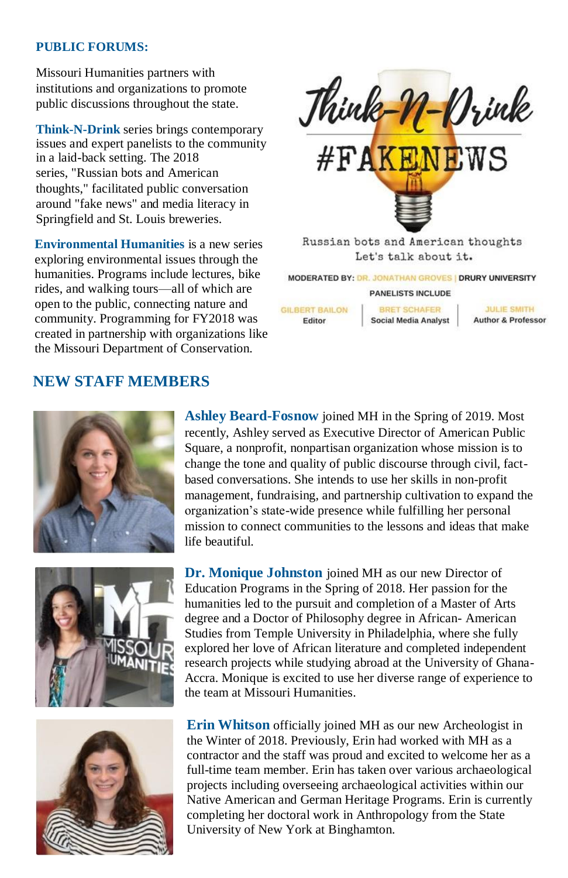## PUBLIC FORUMS:

Missouri Humanities partners with institutions and organizations to promote public discussions throughout the state.

**Think-N-Drink** series brings contemporary issues and expert panelists to the community in a laid-back setting. The 2018 series, "Russian bots and American thoughts," facilitated public conversation around "fake news" and media literacy in Springfield and St. Louis breweries.

**Environmental Humanities** is a new series exploring environmental issues through the humanities. Programs include lectures, bike rides, and walking tours—all of which are open to the public, connecting nature and community. Programming for FY2018 was created in partnership with organizations like the Missouri Department of Conservation.

Think-N-Drink

#FAKENEWS

Russian bots and American thoughts
Let's talk about it.

MODERATED BY: DR. JONATHAN GROVES | DRURY UNIVERSITY

PANELISTS INCLUDE

GILBERT BAILON
Editor

BRET SCHAFER
Social Media Analyst

JULIE SMITH
Author & Professor

## NEW STAFF MEMBERS

**Ashley Beard-Fosnow** joined MH in the Spring of 2019. Most recently, Ashley served as Executive Director of American Public Square, a nonprofit, nonpartisan organization whose mission is to change the tone and quality of public discourse through civil, fact-based conversations. She intends to use her skills in non-profit management, fundraising, and partnership cultivation to expand the organization's state-wide presence while fulfilling her personal mission to connect communities to the lessons and ideas that make life beautiful.

**Dr. Monique Johnston** joined MH as our new Director of Education Programs in the Spring of 2018. Her passion for the humanities led to the pursuit and completion of a Master of Arts degree and a Doctor of Philosophy degree in African- American Studies from Temple University in Philadelphia, where she fully explored her love of African literature and completed independent research projects while studying abroad at the University of Ghana-Accra. Monique is excited to use her diverse range of experience to the team at Missouri Humanities.

**Erin Whitson** officially joined MH as our new Archeologist in the Winter of 2018. Previously, Erin had worked with MH as a contractor and the staff was proud and excited to welcome her as a full-time team member. Erin has taken over various archaeological projects including overseeing archaeological activities within our Native American and German Heritage Programs. Erin is currently completing her doctoral work in Anthropology from the State University of New York at Binghamton.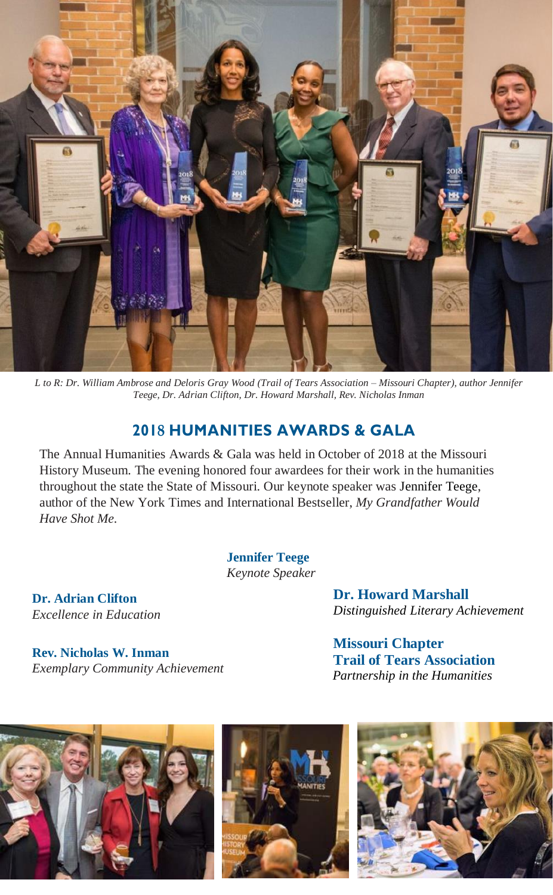*L to R: Dr. William Ambrose and Deloris Gray Wood (Trail of Tears Association – Missouri Chapter), author Jennifer Teege, Dr. Adrian Clifton, Dr. Howard Marshall, Rev. Nicholas Inman*

## 2018 HUMANITIES AWARDS & GALA

The Annual Humanities Awards & Gala was held in October of 2018 at the Missouri History Museum. The evening honored four awardees for their work in the humanities throughout the state the State of Missouri. Our keynote speaker was Jennifer Teege, author of the New York Times and International Bestseller, *My Grandfather Would Have Shot Me*.

**Jennifer Teege**
*Keynote Speaker*

**Dr. Adrian Clifton**
*Excellence in Education*

**Rev. Nicholas W. Inman**
*Exemplary Community Achievement*

**Dr. Howard Marshall**
*Distinguished Literary Achievement*

**Missouri Chapter Trail of Tears Association**
*Partnership in the Humanities*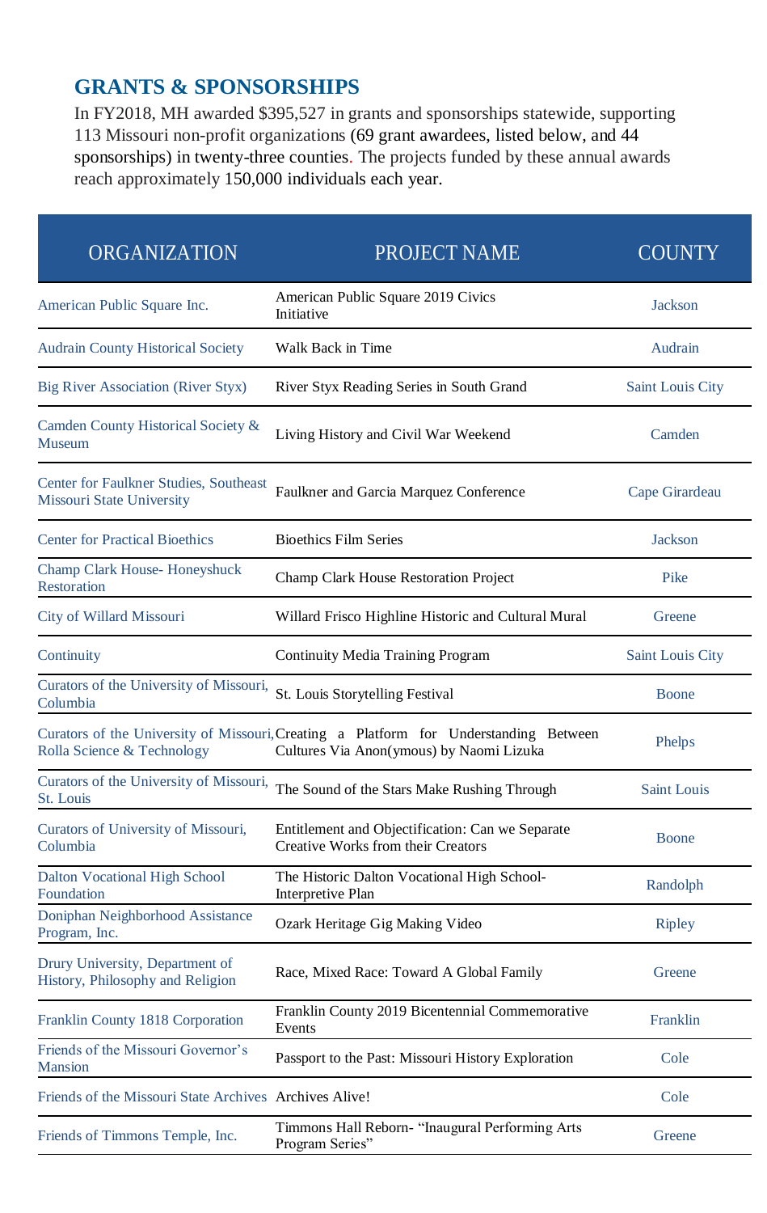## GRANTS & SPONSORSHIPS

In FY2018, MH awarded $395,527 in grants and sponsorships statewide, supporting 113 Missouri non-profit organizations (69 grant awardees, listed below, and 44 sponsorships) in twenty-three counties. The projects funded by these annual awards reach approximately 150,000 individuals each year.

| ORGANIZATION | PROJECT NAME | COUNTY |
|---|---|---|
| American Public Square Inc. | American Public Square 2019 Civics Initiative | Jackson |
| Audrain County Historical Society | Walk Back in Time | Audrain |
| Big River Association (River Styx) | River Styx Reading Series in South Grand | Saint Louis City |
| Camden County Historical Society & Museum | Living History and Civil War Weekend | Camden |
| Center for Faulkner Studies, Southeast Missouri State University | Faulkner and Garcia Marquez Conference | Cape Girardeau |
| Center for Practical Bioethics | Bioethics Film Series | Jackson |
| Champ Clark House- Honeyshuck Restoration | Champ Clark House Restoration Project | Pike |
| City of Willard Missouri | Willard Frisco Highline Historic and Cultural Mural | Greene |
| Continuity | Continuity Media Training Program | Saint Louis City |
| Curators of the University of Missouri, Columbia | St. Louis Storytelling Festival | Boone |
| Curators of the University of Missouri, Rolla Science & Technology | Creating a Platform for Understanding Between Cultures Via Anon(ymous) by Naomi Lizuka | Phelps |
| Curators of the University of Missouri, St. Louis | The Sound of the Stars Make Rushing Through | Saint Louis |
| Curators of University of Missouri, Columbia | Entitlement and Objectification: Can we Separate Creative Works from their Creators | Boone |
| Dalton Vocational High School Foundation | The Historic Dalton Vocational High School- Interpretive Plan | Randolph |
| Doniphan Neighborhood Assistance Program, Inc. | Ozark Heritage Gig Making Video | Ripley |
| Drury University, Department of History, Philosophy and Religion | Race, Mixed Race: Toward A Global Family | Greene |
| Franklin County 1818 Corporation | Franklin County 2019 Bicentennial Commemorative Events | Franklin |
| Friends of the Missouri Governor's Mansion | Passport to the Past: Missouri History Exploration | Cole |
| Friends of the Missouri State Archives | Archives Alive! | Cole |
| Friends of Timmons Temple, Inc. | Timmons Hall Reborn- "Inaugural Performing Arts Program Series" | Greene |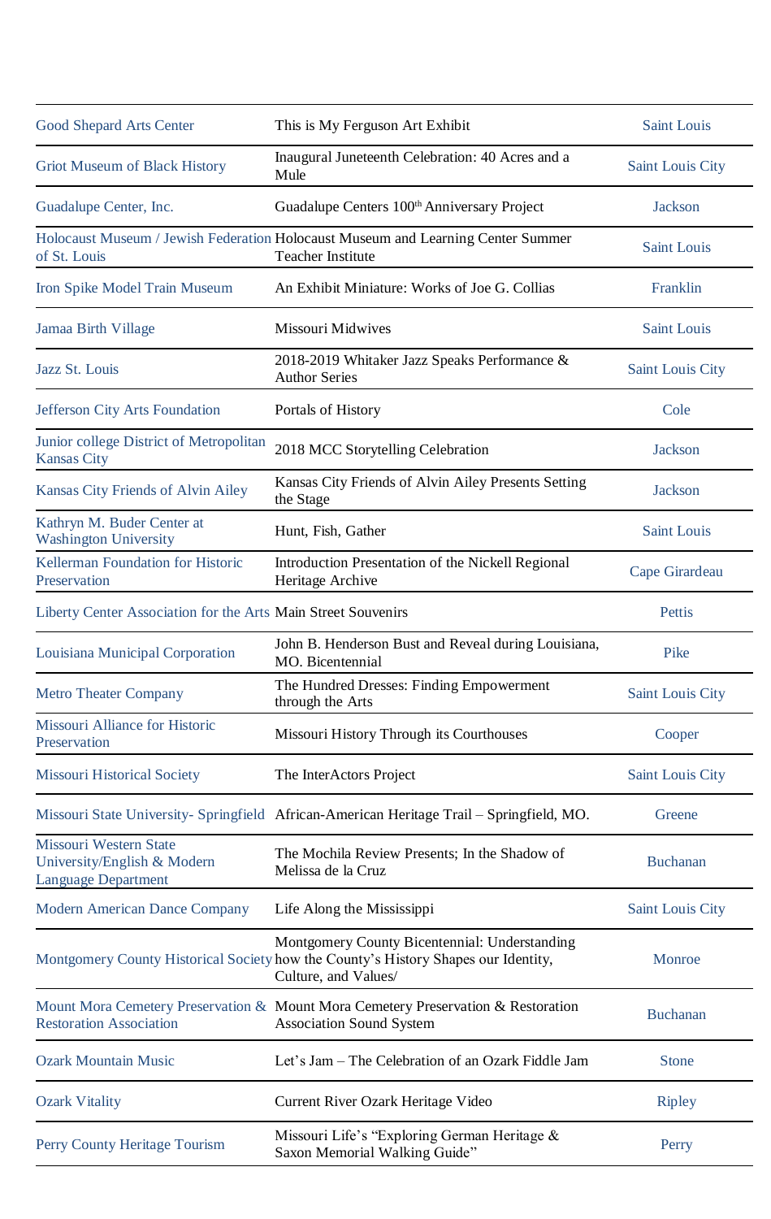| | | |
|---|---|---|
| Good Shepard Arts Center | This is My Ferguson Art Exhibit | Saint Louis |
| Griot Museum of Black History | Inaugural Juneteenth Celebration: 40 Acres and a Mule | Saint Louis City |
| Guadalupe Center, Inc. | Guadalupe Centers 100th Anniversary Project | Jackson |
| Holocaust Museum / Jewish Federation of St. Louis | Holocaust Museum and Learning Center Summer Teacher Institute | Saint Louis |
| Iron Spike Model Train Museum | An Exhibit Miniature: Works of Joe G. Collias | Franklin |
| Jamaa Birth Village | Missouri Midwives | Saint Louis |
| Jazz St. Louis | 2018-2019 Whitaker Jazz Speaks Performance & Author Series | Saint Louis City |
| Jefferson City Arts Foundation | Portals of History | Cole |
| Junior college District of Metropolitan Kansas City | 2018 MCC Storytelling Celebration | Jackson |
| Kansas City Friends of Alvin Ailey | Kansas City Friends of Alvin Ailey Presents Setting the Stage | Jackson |
| Kathryn M. Buder Center at Washington University | Hunt, Fish, Gather | Saint Louis |
| Kellerman Foundation for Historic Preservation | Introduction Presentation of the Nickell Regional Heritage Archive | Cape Girardeau |
| Liberty Center Association for the Arts | Main Street Souvenirs | Pettis |
| Louisiana Municipal Corporation | John B. Henderson Bust and Reveal during Louisiana, MO. Bicentennial | Pike |
| Metro Theater Company | The Hundred Dresses: Finding Empowerment through the Arts | Saint Louis City |
| Missouri Alliance for Historic Preservation | Missouri History Through its Courthouses | Cooper |
| Missouri Historical Society | The InterActors Project | Saint Louis City |
| Missouri State University- Springfield | African-American Heritage Trail – Springfield, MO. | Greene |
| Missouri Western State University/English & Modern Language Department | The Mochila Review Presents; In the Shadow of Melissa de la Cruz | Buchanan |
| Modern American Dance Company | Life Along the Mississippi | Saint Louis City |
| Montgomery County Historical Society | Montgomery County Bicentennial: Understanding how the County's History Shapes our Identity, Culture, and Values/ | Monroe |
| Mount Mora Cemetery Preservation & Restoration Association | Mount Mora Cemetery Preservation & Restoration Association Sound System | Buchanan |
| Ozark Mountain Music | Let's Jam – The Celebration of an Ozark Fiddle Jam | Stone |
| Ozark Vitality | Current River Ozark Heritage Video | Ripley |
| Perry County Heritage Tourism | Missouri Life's "Exploring German Heritage & Saxon Memorial Walking Guide" | Perry |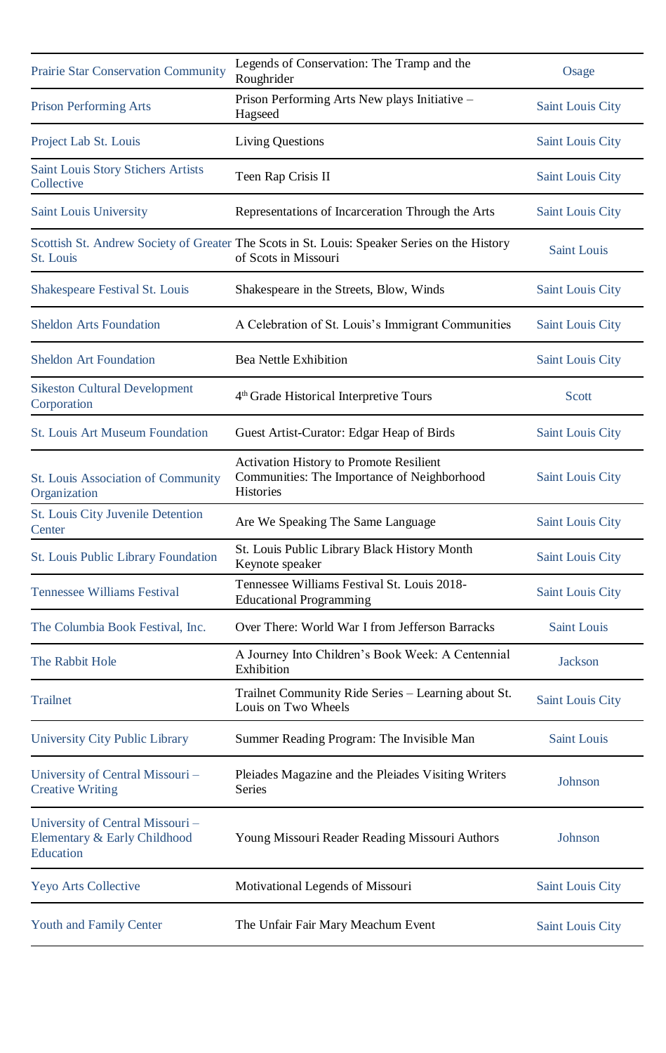| | | |
|---|---|---|
| Prairie Star Conservation Community | Legends of Conservation: The Tramp and the Roughrider | Osage |
| Prison Performing Arts | Prison Performing Arts New plays Initiative – Hagseed | Saint Louis City |
| Project Lab St. Louis | Living Questions | Saint Louis City |
| Saint Louis Story Stichers Artists Collective | Teen Rap Crisis II | Saint Louis City |
| Saint Louis University | Representations of Incarceration Through the Arts | Saint Louis City |
| Scottish St. Andrew Society of Greater St. Louis | The Scots in St. Louis: Speaker Series on the History of Scots in Missouri | Saint Louis |
| Shakespeare Festival St. Louis | Shakespeare in the Streets, Blow, Winds | Saint Louis City |
| Sheldon Arts Foundation | A Celebration of St. Louis's Immigrant Communities | Saint Louis City |
| Sheldon Art Foundation | Bea Nettle Exhibition | Saint Louis City |
| Sikeston Cultural Development Corporation | 4th Grade Historical Interpretive Tours | Scott |
| St. Louis Art Museum Foundation | Guest Artist-Curator: Edgar Heap of Birds | Saint Louis City |
| St. Louis Association of Community Organization | Activation History to Promote Resilient Communities: The Importance of Neighborhood Histories | Saint Louis City |
| St. Louis City Juvenile Detention Center | Are We Speaking The Same Language | Saint Louis City |
| St. Louis Public Library Foundation | St. Louis Public Library Black History Month Keynote speaker | Saint Louis City |
| Tennessee Williams Festival | Tennessee Williams Festival St. Louis 2018- Educational Programming | Saint Louis City |
| The Columbia Book Festival, Inc. | Over There: World War I from Jefferson Barracks | Saint Louis |
| The Rabbit Hole | A Journey Into Children's Book Week: A Centennial Exhibition | Jackson |
| Trailnet | Trailnet Community Ride Series – Learning about St. Louis on Two Wheels | Saint Louis City |
| University City Public Library | Summer Reading Program: The Invisible Man | Saint Louis |
| University of Central Missouri – Creative Writing | Pleiades Magazine and the Pleiades Visiting Writers Series | Johnson |
| University of Central Missouri – Elementary & Early Childhood Education | Young Missouri Reader Reading Missouri Authors | Johnson |
| Yeyo Arts Collective | Motivational Legends of Missouri | Saint Louis City |
| Youth and Family Center | The Unfair Fair Mary Meachum Event | Saint Louis City |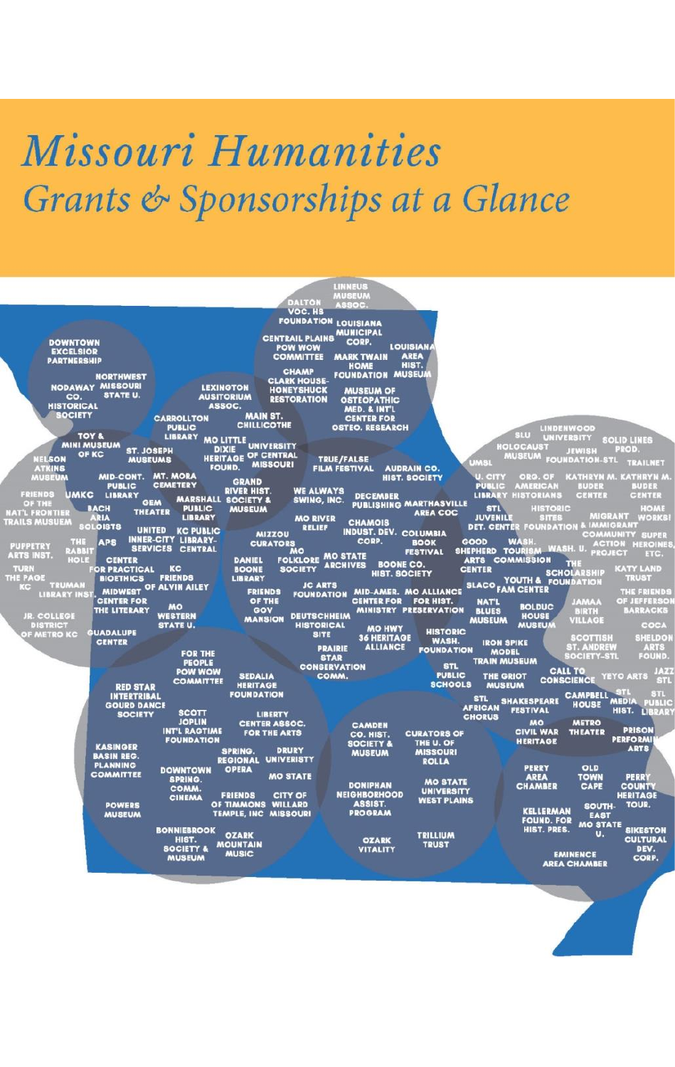# Missouri Humanities

## Grants & Sponsorships at a Glance

DOWNTOWN EXCELSIOR PARTNERSHIP

NODAWAY CO. HISTORICAL SOCIETY

NORTHWEST MISSOURI STATE U.

TOY & MINI MUSEUM OF KC

ST. JOSEPH MUSEUMS

NELSON ATKINS MUSEUM

FRIENDS OF THE NAT'L FRONTIER TRAILS MUSUEM

UMKC

BACH ARIA SOLOISTS

MID-CONT. PUBLIC LIBRARY

MT. MORA CEMETERY

GEM THEATER

PUPPETRY ARTS INST.

THE RABBIT HOLE

APS

UNITED INNER-CITY SERVICES

KC PUBLIC LIBRARY-CENTRAL

TURN THE PAGE KC

CENTER FOR PRACTICAL BIOETHICS

KC FRIENDS OF ALVIN AILEY

TRUMAN LIBRARY INST.

MIDWEST CENTER FOR THE LITERARY

MO WESTERN STATE U.

JR. COLLEGE DISTRICT OF METRO KC

GUADALUPE CENTER

LEXINGTON AUSITORIUM ASSOC.

CARROLLTON PUBLIC LIBRARY

MAIN ST. CHILLICOTHE

MO LITTLE DIXIE HERITAGE FOUND.

UNIVERSITY OF CENTRAL MISSOURI

MARSHALL PUBLIC LIBRARY

GRAND RIVER HIST. SOCIETY & MUSEUM

DALTON VOC. HS FOUNDATION

LINNEUS MUSEUM ASSOC.

CENTRAIL PLAINS POW WOW COMMITTEE

LOUISIANA MUNICIPAL CORP.

LOUISIANA AREA HIST. MUSEUM

MARK TWAIN HOME FOUNDATION

CHAMP CLARK HOUSE-HONEYSHUCK RESTORATION

MUSEUM OF OSTEOPATHIC MED. & INT'L CENTER FOR OSTEO. RESEARCH

TRUE/FALSE FILM FESTIVAL

AUDRAIN CO. HIST. SOCIETY

WE ALWAYS SWING, INC.

DECEMBER PUBLISHING

MARTHASVILLE AREA COC

MO RIVER RELIEF

CHAMOIS INDUST. DEV. CORP.

COLUMBIA BOOK FESTIVAL

MIZZOU CURATORS

MO FOLKLORE SOCIETY

MO STATE ARCHIVES

BOONE CO. HIST. SOCIETY

DANIEL BOONE LIBRARY

JC ARTS FOUNDATION

FRIENDS OF THE GOV MANSION

MID-AMER. CENTER FOR MINISTRY

MO ALLIANCE FOR HIST. PRESERVATION

DEUTSCHHEIM HISTORICAL SITE

MO HWY 36 HERITAGE ALLIANCE

PRAIRIE STAR CONSERVATION COMM.

FOR THE PEOPLE POW WOW COMMITTEE

SEDALIA HERITAGE FOUNDATION

RED STAR INTERTRIBAL GOURD DANCE SOCIETY

SCOTT JOPLIN INT'L RAGTIME FOUNDATION

LIBERTY CENTER ASSOC. FOR THE ARTS

KASINGER BASIN REG. PLANNING COMMITTEE

SPRING. REGIONAL OPERA

DRURY UNIVERISTY

DOWNTOWN SPRING. COMM. CINEMA

MO STATE

POWERS MUSEUM

FRIENDS OF TIMMONS TEMPLE, INC

CITY OF WILLARD MISSOURI

BONNIEBROOK HIST. SOCIETY & MUSEUM

OZARK MOUNTAIN MUSIC

CAMDEN CO. HIST. SOCIETY & MUSEUM

CURATORS OF THE U. OF MISSOURI ROLLA

DONIPHAN NEIGHBORHOOD ASSIST. PROGRAM

MO STATE UNIVERSITY WEST PLAINS

OZARK VITALITY

TRILLIUM TRUST

SLU

LINDENWOOD UNIVERSITY

HOLOCAUST MUSEUM

JEWISH FOUNDATION-STL

SOLID LINES PROD.

TRAILNET

UMSL

U. CITY PUBLIC LIBRARY

ORG. OF AMERICAN HISTORIANS

KATHRYN M. BUDER CENTER

KATHRYN M. BUDER CENTER

STL JUVENILE DET. CENTER

HISTORIC SITES FOUNDATION

MIGRANT & IMMIGRANT COMMUNITY ACTION PROJECT

HOME WORKS!

SUPER HEROINES, ETC.

GOOD SHEPHERD ARTS CENTER

WASH. TOURISM COMMISSION

WASH. U.

THE SCHOLARSHIP FOUNDATION

KATY LAND TRUST

SLACO

YOUTH & FAM CENTER

THE FRIENDS OF JEFFERSON BARRACKS

NAT'L BLUES MUSEUM

BOLDUC HOUSE MUSEUM

JAMAA BIRTH VILLAGE

COCA

HISTORIC WASH. FOUNDATION

IRON SPIKE MODEL TRAIN MUSEUM

SCOTTISH ST. ANDREW SOCIETY-STL

SHELDON ARTS FOUND.

STL PUBLIC SCHOOLS

THE GRIOT MUSEUM

CALL TO CONSCIENCE

YEYO ARTS

JAZZ STL

STL AFRICAN CHORUS

SHAKESPEARE FESTIVAL

CAMPBELL HOUSE

STL MEDIA HIST.

STL PUBLIC LIBRARY

MO CIVIL WAR HERITAGE

METRO THEATER

PRISON PERFORMING ARTS

PERRY AREA CHAMBER

OLD TOWN CAPE

PERRY COUNTY HERITAGE TOUR.

KELLERMAN FOUND. FOR HIST. PRES.

SOUTH-EAST MO STATE U.

SIKESTON CULTURAL DEV. CORP.

EMINENCE AREA CHAMBER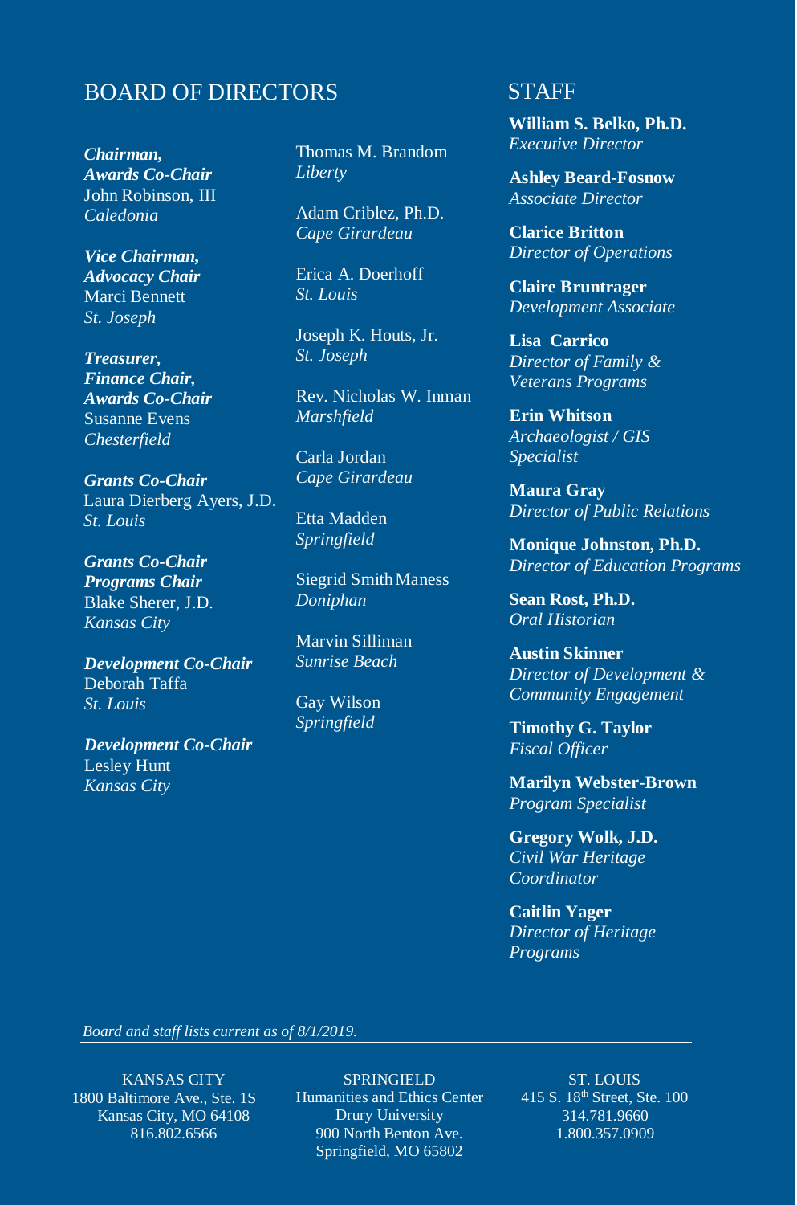## BOARD OF DIRECTORS

***Chairman,***
***Awards Co-Chair***
John Robinson, III
*Caledonia*

***Vice Chairman,***
***Advocacy Chair***
Marci Bennett
*St. Joseph*

***Treasurer,***
***Finance Chair,***
***Awards Co-Chair***
Susanne Evens
*Chesterfield*

***Grants Co-Chair***
Laura Dierberg Ayers, J.D.
*St. Louis*

***Grants Co-Chair***
***Programs Chair***
Blake Sherer, J.D.
*Kansas City*

***Development Co-Chair***
Deborah Taffa
*St. Louis*

***Development Co-Chair***
Lesley Hunt
*Kansas City*

Thomas M. Brandom
*Liberty*

Adam Criblez, Ph.D.
*Cape Girardeau*

Erica A. Doerhoff
*St. Louis*

Joseph K. Houts, Jr.
*St. Joseph*

Rev. Nicholas W. Inman
*Marshfield*

Carla Jordan
*Cape Girardeau*

Etta Madden
*Springfield*

Siegrid Smith Maness
*Doniphan*

Marvin Silliman
*Sunrise Beach*

Gay Wilson
*Springfield*

## STAFF

**William S. Belko, Ph.D.**
*Executive Director*

**Ashley Beard-Fosnow**
*Associate Director*

**Clarice Britton**
*Director of Operations*

**Claire Bruntrager**
*Development Associate*

**Lisa Carrico**
*Director of Family & Veterans Programs*

**Erin Whitson**
*Archaeologist / GIS Specialist*

**Maura Gray**
*Director of Public Relations*

**Monique Johnston, Ph.D.**
*Director of Education Programs*

**Sean Rost, Ph.D.**
*Oral Historian*

**Austin Skinner**
*Director of Development & Community Engagement*

**Timothy G. Taylor**
*Fiscal Officer*

**Marilyn Webster-Brown**
*Program Specialist*

**Gregory Wolk, J.D.**
*Civil War Heritage Coordinator*

**Caitlin Yager**
*Director of Heritage Programs*

*Board and staff lists current as of 8/1/2019.*

KANSAS CITY
1800 Baltimore Ave., Ste. 1S
Kansas City, MO 64108
816.802.6566

SPRINGIELD
Humanities and Ethics Center
Drury University
900 North Benton Ave.
Springfield, MO 65802

ST. LOUIS
415 S. 18th Street, Ste. 100
314.781.9660
1.800.357.0909